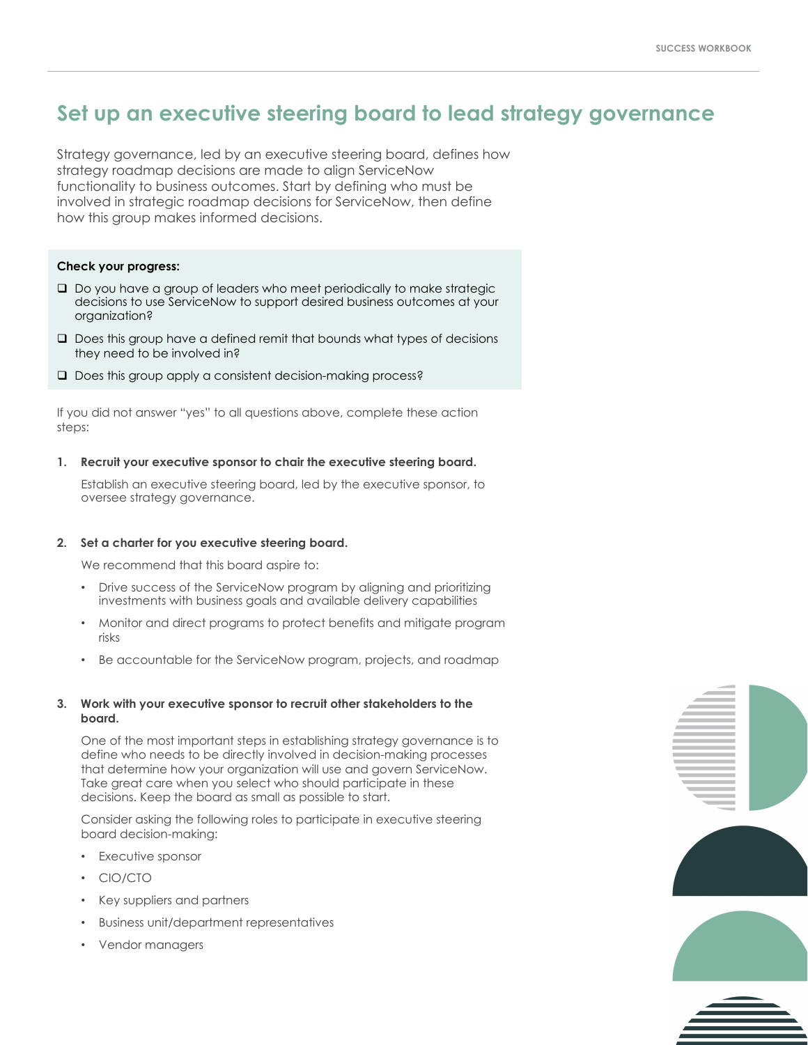# Set up an executive steering board to lead strategy governance

Strategy governance, led by an executive steering board, defines how strategy roadmap decisions are made to align ServiceNow functionality to business outcomes. Start by defining who must be involved in strategic roadmap decisions for ServiceNow, then define how this group makes informed decisions.

**Check your progress:**

- ❑ Do you have a group of leaders who meet periodically to make strategic decisions to use ServiceNow to support desired business outcomes at your organization?
- ❑ Does this group have a defined remit that bounds what types of decisions they need to be involved in?
- ❑ Does this group apply a consistent decision-making process?

If you did not answer "yes" to all questions above, complete these action steps:

1. **Recruit your executive sponsor to chair the executive steering board.**

   Establish an executive steering board, led by the executive sponsor, to oversee strategy governance.

2. **Set a charter for you executive steering board.**

   We recommend that this board aspire to:

   - Drive success of the ServiceNow program by aligning and prioritizing investments with business goals and available delivery capabilities
   - Monitor and direct programs to protect benefits and mitigate program risks
   - Be accountable for the ServiceNow program, projects, and roadmap

3. **Work with your executive sponsor to recruit other stakeholders to the board.**

   One of the most important steps in establishing strategy governance is to define who needs to be directly involved in decision-making processes that determine how your organization will use and govern ServiceNow. Take great care when you select who should participate in these decisions. Keep the board as small as possible to start.

   Consider asking the following roles to participate in executive steering board decision-making:

   - Executive sponsor
   - CIO/CTO
   - Key suppliers and partners
   - Business unit/department representatives
   - Vendor managers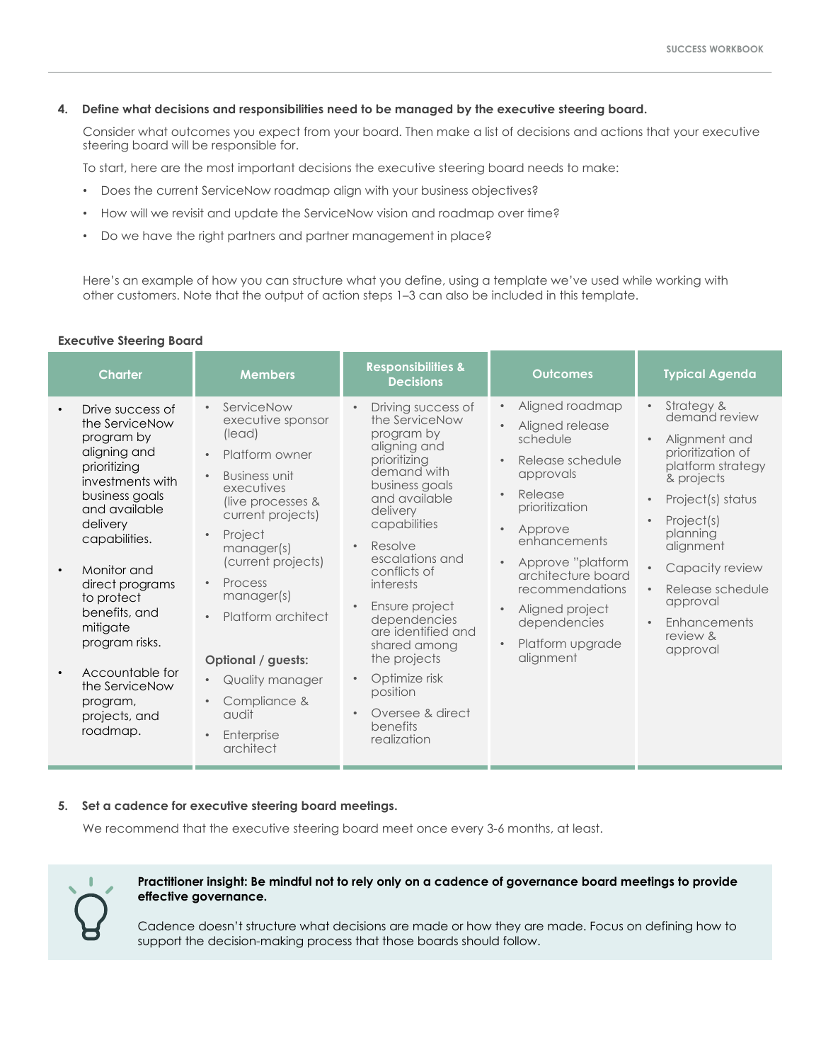4. **Define what decisions and responsibilities need to be managed by the executive steering board.**

   Consider what outcomes you expect from your board. Then make a list of decisions and actions that your executive steering board will be responsible for.

   To start, here are the most important decisions the executive steering board needs to make:

   - Does the current ServiceNow roadmap align with your business objectives?
   - How will we revisit and update the ServiceNow vision and roadmap over time?
   - Do we have the right partners and partner management in place?

   Here's an example of how you can structure what you define, using a template we've used while working with other customers. Note that the output of action steps 1–3 can also be included in this template.

**Executive Steering Board**

| Charter | Members | Responsibilities & Decisions | Outcomes | Typical Agenda |
|---|---|---|---|---|
| • Drive success of the ServiceNow program by aligning and prioritizing investments with business goals and available delivery capabilities.<br>• Monitor and direct programs to protect benefits, and mitigate program risks.<br>• Accountable for the ServiceNow program, projects, and roadmap. | • ServiceNow executive sponsor (lead)<br>• Platform owner<br>• Business unit executives (live processes & current projects)<br>• Project manager(s) (current projects)<br>• Process manager(s)<br>• Platform architect<br><br>**Optional / guests:**<br>• Quality manager<br>• Compliance & audit<br>• Enterprise architect | • Driving success of the ServiceNow program by aligning and prioritizing demand with business goals and available delivery capabilities<br>• Resolve escalations and conflicts of interests<br>• Ensure project dependencies are identified and shared among the projects<br>• Optimize risk position<br>• Oversee & direct benefits realization | • Aligned roadmap<br>• Aligned release schedule<br>• Release schedule approvals<br>• Release prioritization<br>• Approve enhancements<br>• Approve "platform architecture board recommendations<br>• Aligned project dependencies<br>• Platform upgrade alignment | • Strategy & demand review<br>• Alignment and prioritization of platform strategy & projects<br>• Project(s) status<br>• Project(s) planning alignment<br>• Capacity review<br>• Release schedule approval<br>• Enhancements review & approval |

5. **Set a cadence for executive steering board meetings.**

   We recommend that the executive steering board meet once every 3-6 months, at least.

**Practitioner insight: Be mindful not to rely only on a cadence of governance board meetings to provide effective governance.**

Cadence doesn't structure what decisions are made or how they are made. Focus on defining how to support the decision-making process that those boards should follow.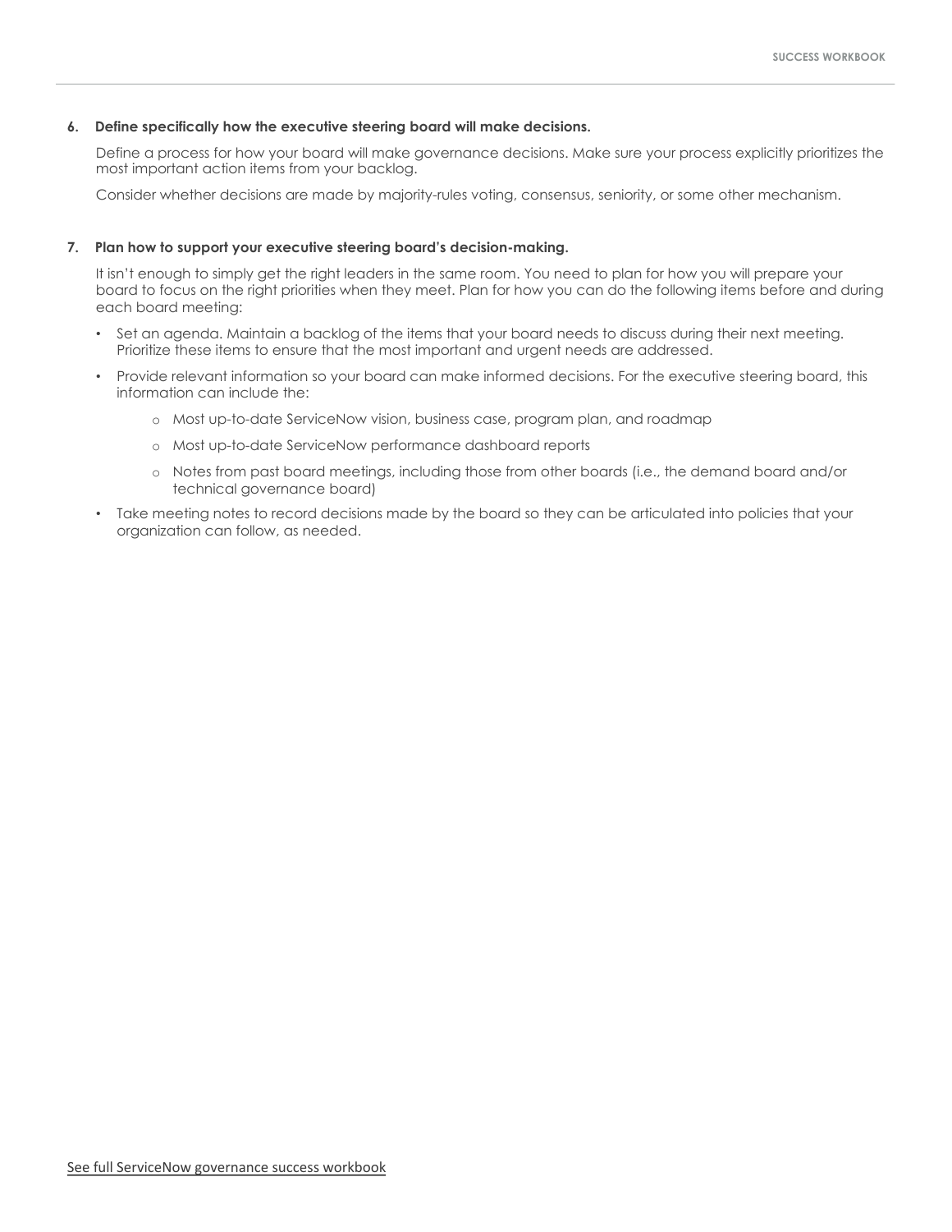6. **Define specifically how the executive steering board will make decisions.**

   Define a process for how your board will make governance decisions. Make sure your process explicitly prioritizes the most important action items from your backlog.

   Consider whether decisions are made by majority-rules voting, consensus, seniority, or some other mechanism.

7. **Plan how to support your executive steering board's decision-making.**

   It isn't enough to simply get the right leaders in the same room. You need to plan for how you will prepare your board to focus on the right priorities when they meet. Plan for how you can do the following items before and during each board meeting:

   - Set an agenda. Maintain a backlog of the items that your board needs to discuss during their next meeting. Prioritize these items to ensure that the most important and urgent needs are addressed.
   - Provide relevant information so your board can make informed decisions. For the executive steering board, this information can include the:
     - Most up-to-date ServiceNow vision, business case, program plan, and roadmap
     - Most up-to-date ServiceNow performance dashboard reports
     - Notes from past board meetings, including those from other boards (i.e., the demand board and/or technical governance board)
   - Take meeting notes to record decisions made by the board so they can be articulated into policies that your organization can follow, as needed.

See full ServiceNow governance success workbook